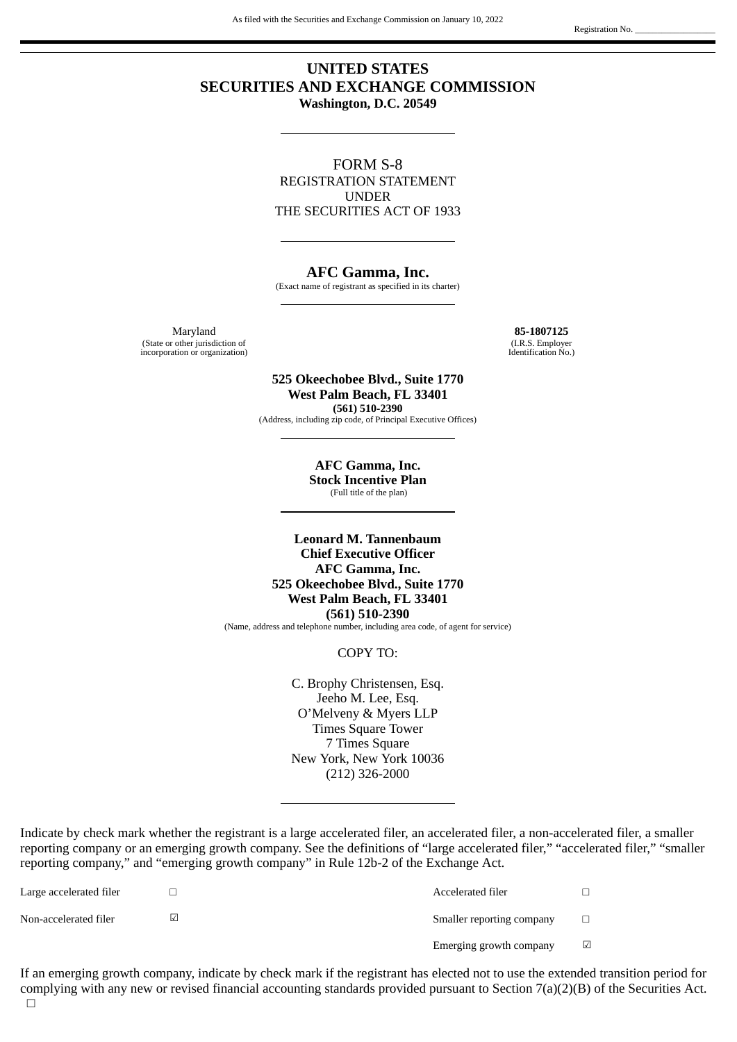As filed with the Securities and Exchange Commission on January 10, 2022

Registration No. \_\_\_\_\_\_\_\_\_\_\_\_\_\_\_\_\_\_

# UNITED STATES
# SECURITIES AND EXCHANGE COMMISSION
**Washington, D.C. 20549**

FORM S-8
REGISTRATION STATEMENT
UNDER
THE SECURITIES ACT OF 1933

## AFC Gamma, Inc.
(Exact name of registrant as specified in its charter)

| | |
|---|---|
| Maryland<br>(State or other jurisdiction of incorporation or organization) | **85-1807125**<br>(I.R.S. Employer Identification No.) |

**525 Okeechobee Blvd., Suite 1770**
**West Palm Beach, FL 33401**
**(561) 510-2390**
(Address, including zip code, of Principal Executive Offices)

**AFC Gamma, Inc.**
**Stock Incentive Plan**
(Full title of the plan)

**Leonard M. Tannenbaum**
**Chief Executive Officer**
**AFC Gamma, Inc.**
**525 Okeechobee Blvd., Suite 1770**
**West Palm Beach, FL 33401**
**(561) 510-2390**
(Name, address and telephone number, including area code, of agent for service)

COPY TO:

C. Brophy Christensen, Esq.
Jeeho M. Lee, Esq.
O'Melveny & Myers LLP
Times Square Tower
7 Times Square
New York, New York 10036
(212) 326-2000

Indicate by check mark whether the registrant is a large accelerated filer, an accelerated filer, a non-accelerated filer, a smaller reporting company or an emerging growth company. See the definitions of "large accelerated filer," "accelerated filer," "smaller reporting company," and "emerging growth company" in Rule 12b-2 of the Exchange Act.

| | | | |
|---|---|---|---|
| Large accelerated filer | ☐ | Accelerated filer | ☐ |
| Non-accelerated filer | ☑ | Smaller reporting company | ☐ |
| | | Emerging growth company | ☑ |

If an emerging growth company, indicate by check mark if the registrant has elected not to use the extended transition period for complying with any new or revised financial accounting standards provided pursuant to Section 7(a)(2)(B) of the Securities Act. ☐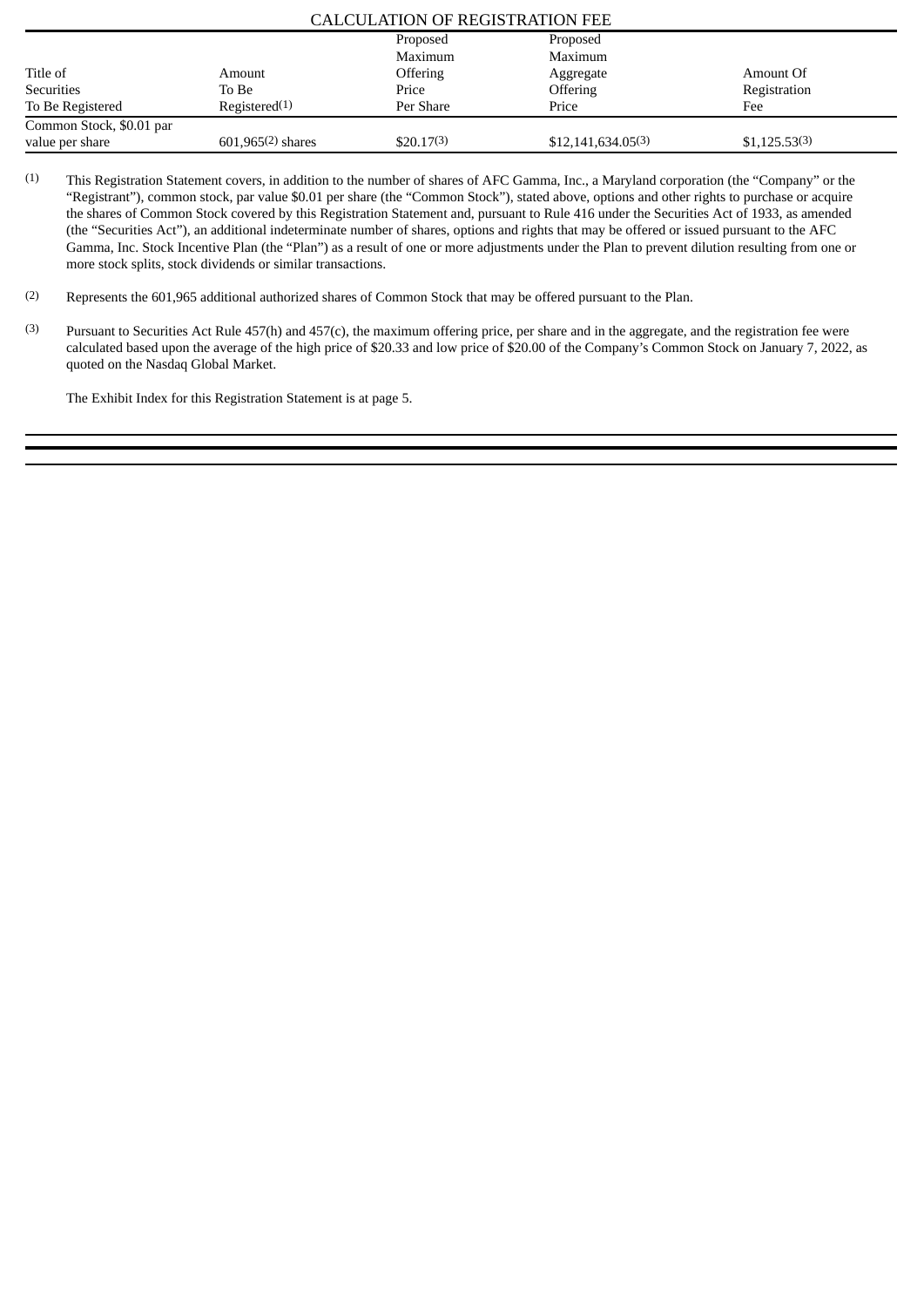## CALCULATION OF REGISTRATION FEE

| Title of Securities To Be Registered | Amount To Be Registered[(1)] | Proposed Maximum Offering Price Per Share | Proposed Maximum Aggregate Offering Price | Amount Of Registration Fee |
|---|---|---|---|---|
| Common Stock, $0.01 par value per share | 601,965[(2)] shares | $20.17[(3)] | $12,141,634.05[(3)] | $1,125.53[(3)] |

(1) This Registration Statement covers, in addition to the number of shares of AFC Gamma, Inc., a Maryland corporation (the "Company" or the "Registrant"), common stock, par value $0.01 per share (the "Common Stock"), stated above, options and other rights to purchase or acquire the shares of Common Stock covered by this Registration Statement and, pursuant to Rule 416 under the Securities Act of 1933, as amended (the "Securities Act"), an additional indeterminate number of shares, options and rights that may be offered or issued pursuant to the AFC Gamma, Inc. Stock Incentive Plan (the "Plan") as a result of one or more adjustments under the Plan to prevent dilution resulting from one or more stock splits, stock dividends or similar transactions.

(2) Represents the 601,965 additional authorized shares of Common Stock that may be offered pursuant to the Plan.

(3) Pursuant to Securities Act Rule 457(h) and 457(c), the maximum offering price, per share and in the aggregate, and the registration fee were calculated based upon the average of the high price of $20.33 and low price of $20.00 of the Company's Common Stock on January 7, 2022, as quoted on the Nasdaq Global Market.

The Exhibit Index for this Registration Statement is at page 5.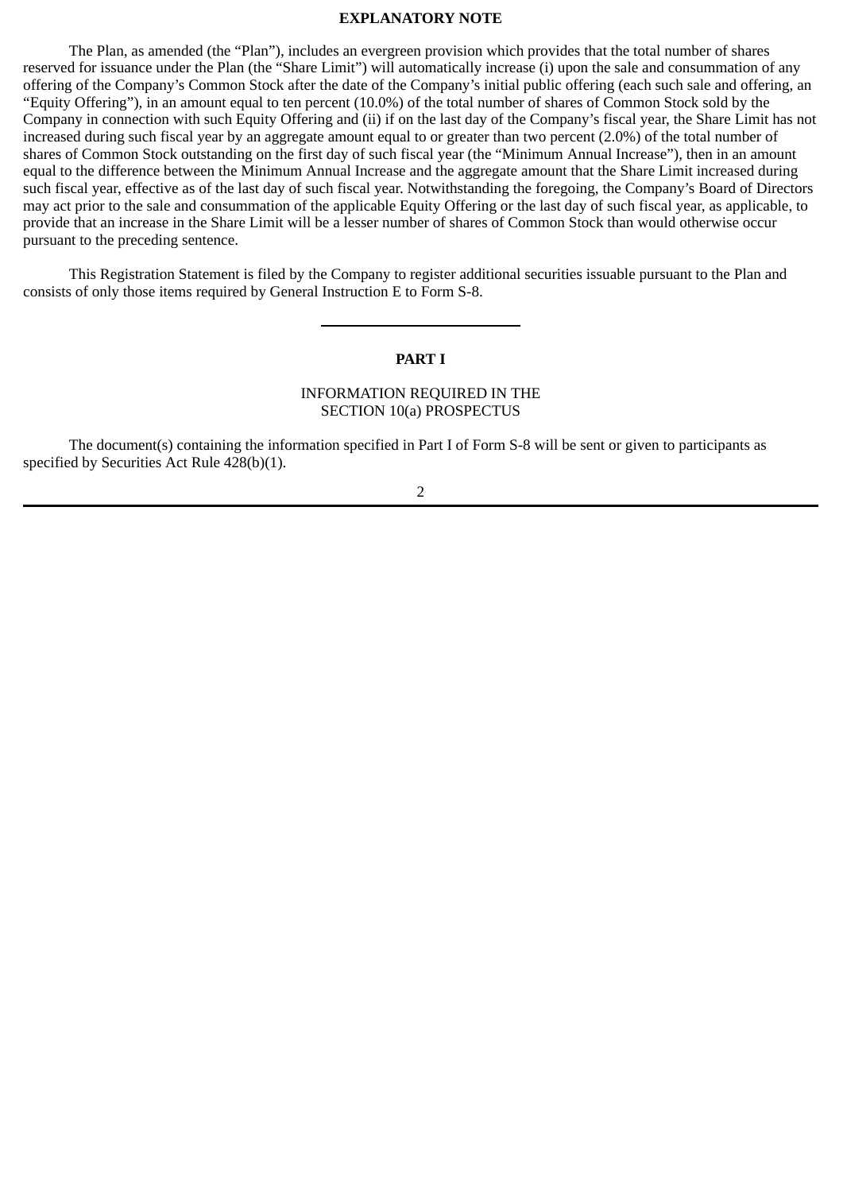**EXPLANATORY NOTE**

The Plan, as amended (the "Plan"), includes an evergreen provision which provides that the total number of shares reserved for issuance under the Plan (the "Share Limit") will automatically increase (i) upon the sale and consummation of any offering of the Company's Common Stock after the date of the Company's initial public offering (each such sale and offering, an "Equity Offering"), in an amount equal to ten percent (10.0%) of the total number of shares of Common Stock sold by the Company in connection with such Equity Offering and (ii) if on the last day of the Company's fiscal year, the Share Limit has not increased during such fiscal year by an aggregate amount equal to or greater than two percent (2.0%) of the total number of shares of Common Stock outstanding on the first day of such fiscal year (the "Minimum Annual Increase"), then in an amount equal to the difference between the Minimum Annual Increase and the aggregate amount that the Share Limit increased during such fiscal year, effective as of the last day of such fiscal year. Notwithstanding the foregoing, the Company's Board of Directors may act prior to the sale and consummation of the applicable Equity Offering or the last day of such fiscal year, as applicable, to provide that an increase in the Share Limit will be a lesser number of shares of Common Stock than would otherwise occur pursuant to the preceding sentence.

This Registration Statement is filed by the Company to register additional securities issuable pursuant to the Plan and consists of only those items required by General Instruction E to Form S-8.

---

**PART I**

INFORMATION REQUIRED IN THE
SECTION 10(a) PROSPECTUS

The document(s) containing the information specified in Part I of Form S-8 will be sent or given to participants as specified by Securities Act Rule 428(b)(1).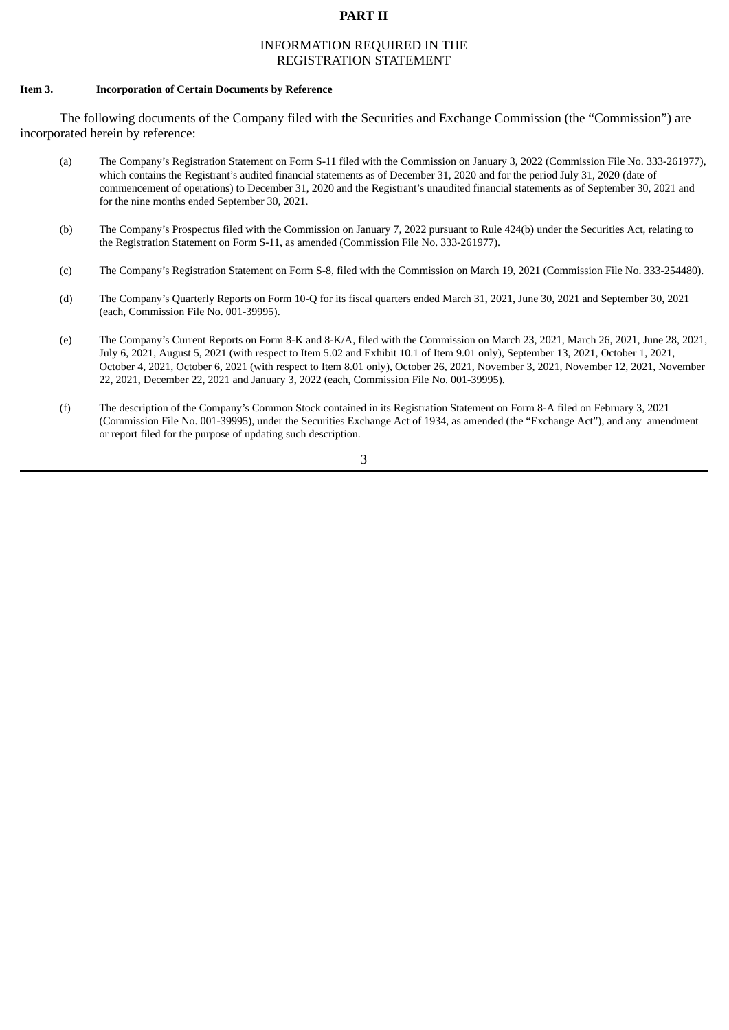# PART II

## INFORMATION REQUIRED IN THE REGISTRATION STATEMENT

**Item 3. Incorporation of Certain Documents by Reference**

The following documents of the Company filed with the Securities and Exchange Commission (the "Commission") are incorporated herein by reference:

(a) The Company's Registration Statement on Form S-11 filed with the Commission on January 3, 2022 (Commission File No. 333-261977), which contains the Registrant's audited financial statements as of December 31, 2020 and for the period July 31, 2020 (date of commencement of operations) to December 31, 2020 and the Registrant's unaudited financial statements as of September 30, 2021 and for the nine months ended September 30, 2021.

(b) The Company's Prospectus filed with the Commission on January 7, 2022 pursuant to Rule 424(b) under the Securities Act, relating to the Registration Statement on Form S-11, as amended (Commission File No. 333-261977).

(c) The Company's Registration Statement on Form S-8, filed with the Commission on March 19, 2021 (Commission File No. 333-254480).

(d) The Company's Quarterly Reports on Form 10-Q for its fiscal quarters ended March 31, 2021, June 30, 2021 and September 30, 2021 (each, Commission File No. 001-39995).

(e) The Company's Current Reports on Form 8-K and 8-K/A, filed with the Commission on March 23, 2021, March 26, 2021, June 28, 2021, July 6, 2021, August 5, 2021 (with respect to Item 5.02 and Exhibit 10.1 of Item 9.01 only), September 13, 2021, October 1, 2021, October 4, 2021, October 6, 2021 (with respect to Item 8.01 only), October 26, 2021, November 3, 2021, November 12, 2021, November 22, 2021, December 22, 2021 and January 3, 2022 (each, Commission File No. 001-39995).

(f) The description of the Company's Common Stock contained in its Registration Statement on Form 8-A filed on February 3, 2021 (Commission File No. 001-39995), under the Securities Exchange Act of 1934, as amended (the "Exchange Act"), and any amendment or report filed for the purpose of updating such description.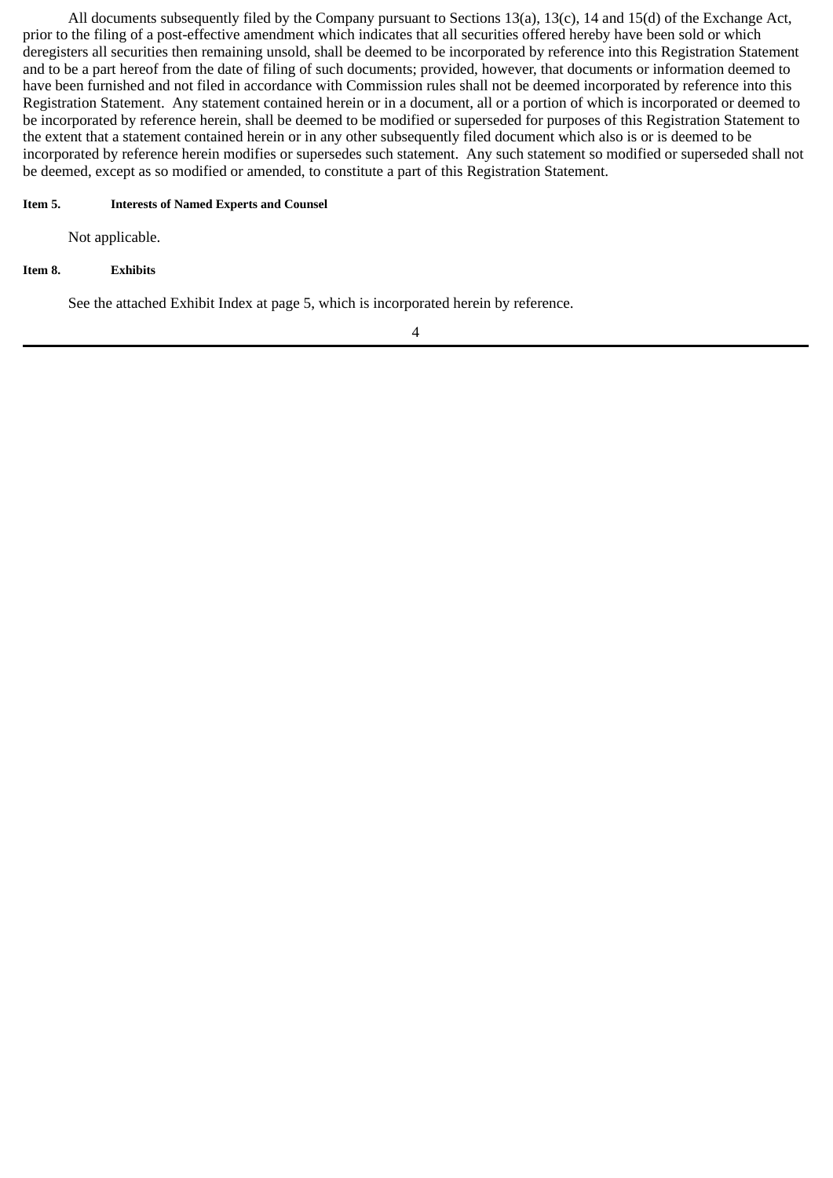All documents subsequently filed by the Company pursuant to Sections 13(a), 13(c), 14 and 15(d) of the Exchange Act, prior to the filing of a post-effective amendment which indicates that all securities offered hereby have been sold or which deregisters all securities then remaining unsold, shall be deemed to be incorporated by reference into this Registration Statement and to be a part hereof from the date of filing of such documents; provided, however, that documents or information deemed to have been furnished and not filed in accordance with Commission rules shall not be deemed incorporated by reference into this Registration Statement. Any statement contained herein or in a document, all or a portion of which is incorporated or deemed to be incorporated by reference herein, shall be deemed to be modified or superseded for purposes of this Registration Statement to the extent that a statement contained herein or in any other subsequently filed document which also is or is deemed to be incorporated by reference herein modifies or supersedes such statement. Any such statement so modified or superseded shall not be deemed, except as so modified or amended, to constitute a part of this Registration Statement.

**Item 5. Interests of Named Experts and Counsel**

Not applicable.

**Item 8. Exhibits**

See the attached Exhibit Index at page 5, which is incorporated herein by reference.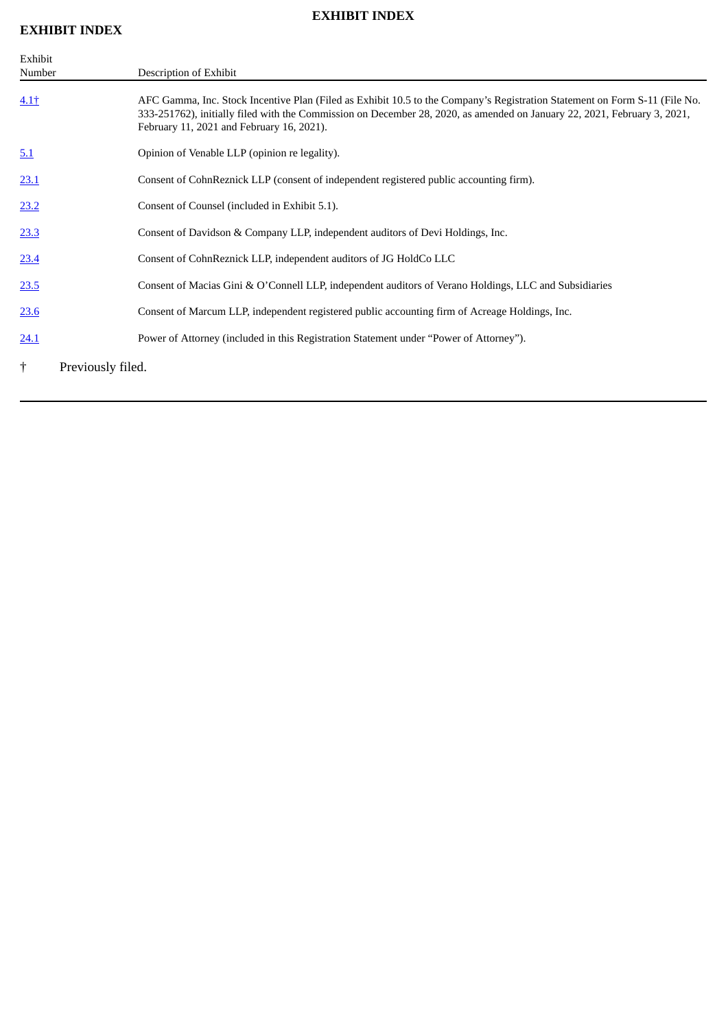# EXHIBIT INDEX

## EXHIBIT INDEX

| Exhibit Number | Description of Exhibit |
|---|---|
| 4.1† | AFC Gamma, Inc. Stock Incentive Plan (Filed as Exhibit 10.5 to the Company's Registration Statement on Form S-11 (File No. 333-251762), initially filed with the Commission on December 28, 2020, as amended on January 22, 2021, February 3, 2021, February 11, 2021 and February 16, 2021). |
| 5.1 | Opinion of Venable LLP (opinion re legality). |
| 23.1 | Consent of CohnReznick LLP (consent of independent registered public accounting firm). |
| 23.2 | Consent of Counsel (included in Exhibit 5.1). |
| 23.3 | Consent of Davidson & Company LLP, independent auditors of Devi Holdings, Inc. |
| 23.4 | Consent of CohnReznick LLP, independent auditors of JG HoldCo LLC |
| 23.5 | Consent of Macias Gini & O'Connell LLP, independent auditors of Verano Holdings, LLC and Subsidiaries |
| 23.6 | Consent of Marcum LLP, independent registered public accounting firm of Acreage Holdings, Inc. |
| 24.1 | Power of Attorney (included in this Registration Statement under "Power of Attorney"). |

† Previously filed.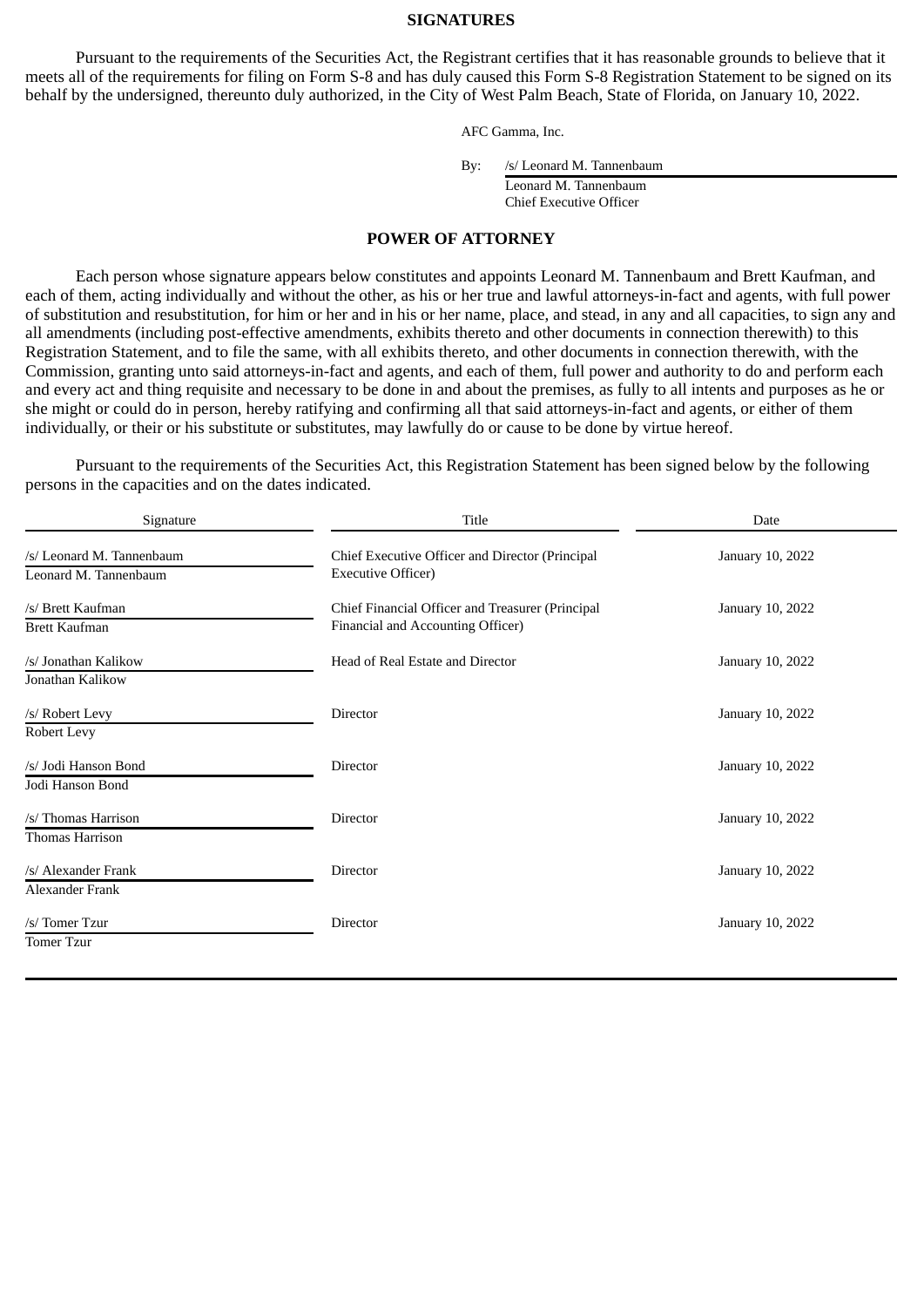## SIGNATURES

Pursuant to the requirements of the Securities Act, the Registrant certifies that it has reasonable grounds to believe that it meets all of the requirements for filing on Form S-8 and has duly caused this Form S-8 Registration Statement to be signed on its behalf by the undersigned, thereunto duly authorized, in the City of West Palm Beach, State of Florida, on January 10, 2022.

AFC Gamma, Inc.

By: /s/ Leonard M. Tannenbaum
Leonard M. Tannenbaum
Chief Executive Officer

## POWER OF ATTORNEY

Each person whose signature appears below constitutes and appoints Leonard M. Tannenbaum and Brett Kaufman, and each of them, acting individually and without the other, as his or her true and lawful attorneys-in-fact and agents, with full power of substitution and resubstitution, for him or her and in his or her name, place, and stead, in any and all capacities, to sign any and all amendments (including post-effective amendments, exhibits thereto and other documents in connection therewith) to this Registration Statement, and to file the same, with all exhibits thereto, and other documents in connection therewith, with the Commission, granting unto said attorneys-in-fact and agents, and each of them, full power and authority to do and perform each and every act and thing requisite and necessary to be done in and about the premises, as fully to all intents and purposes as he or she might or could do in person, hereby ratifying and confirming all that said attorneys-in-fact and agents, or either of them individually, or their or his substitute or substitutes, may lawfully do or cause to be done by virtue hereof.

Pursuant to the requirements of the Securities Act, this Registration Statement has been signed below by the following persons in the capacities and on the dates indicated.

| Signature | Title | Date |
|---|---|---|
| /s/ Leonard M. Tannenbaum<br>Leonard M. Tannenbaum | Chief Executive Officer and Director (Principal Executive Officer) | January 10, 2022 |
| /s/ Brett Kaufman<br>Brett Kaufman | Chief Financial Officer and Treasurer (Principal Financial and Accounting Officer) | January 10, 2022 |
| /s/ Jonathan Kalikow<br>Jonathan Kalikow | Head of Real Estate and Director | January 10, 2022 |
| /s/ Robert Levy<br>Robert Levy | Director | January 10, 2022 |
| /s/ Jodi Hanson Bond<br>Jodi Hanson Bond | Director | January 10, 2022 |
| /s/ Thomas Harrison<br>Thomas Harrison | Director | January 10, 2022 |
| /s/ Alexander Frank<br>Alexander Frank | Director | January 10, 2022 |
| /s/ Tomer Tzur<br>Tomer Tzur | Director | January 10, 2022 |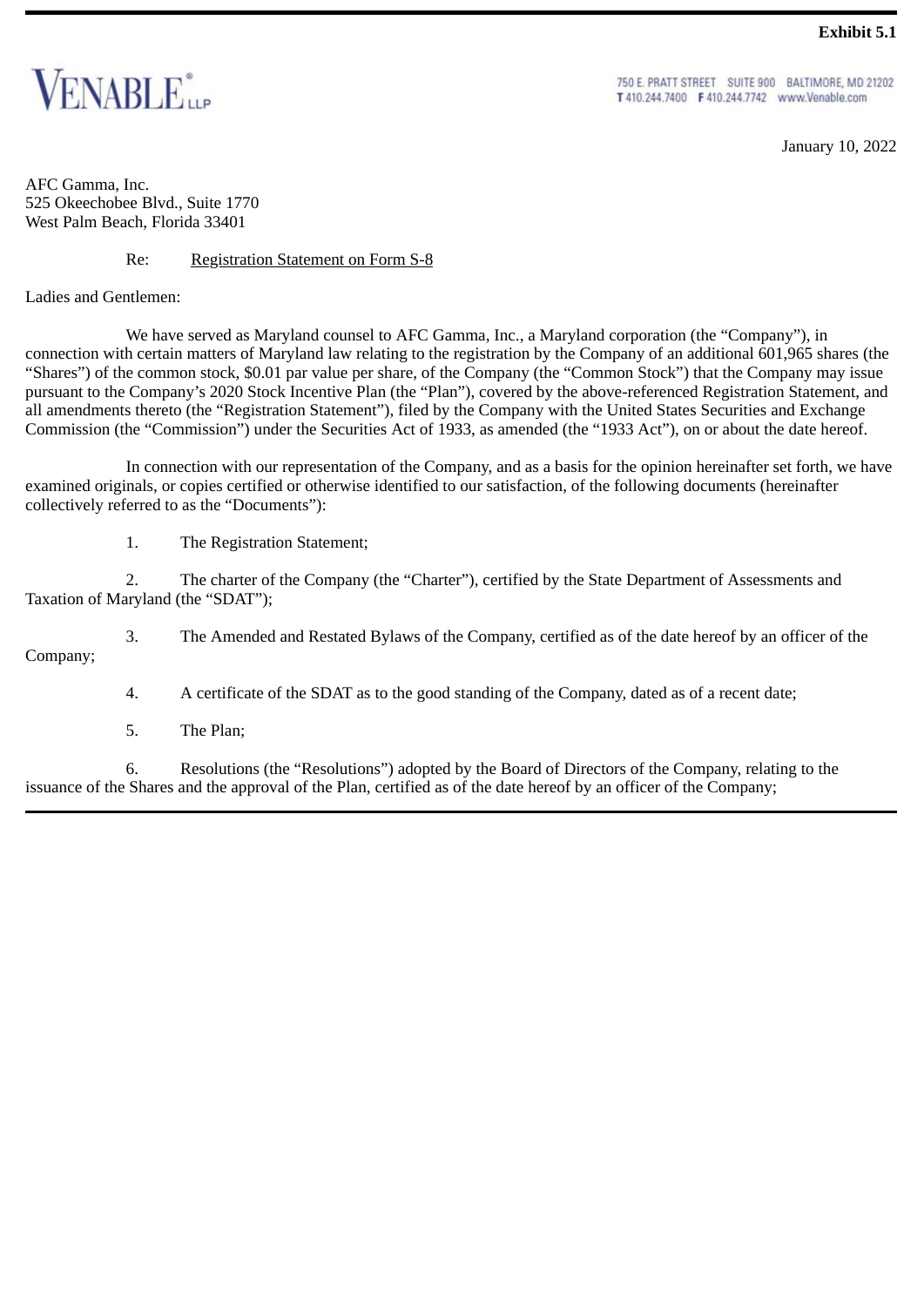**Exhibit 5.1**

VENABLE LLP

750 E. PRATT STREET SUITE 900 BALTIMORE, MD 21202
T 410.244.7400 F 410.244.7742 www.Venable.com

January 10, 2022

AFC Gamma, Inc.
525 Okeechobee Blvd., Suite 1770
West Palm Beach, Florida 33401

Re: Registration Statement on Form S-8

Ladies and Gentlemen:

We have served as Maryland counsel to AFC Gamma, Inc., a Maryland corporation (the "Company"), in connection with certain matters of Maryland law relating to the registration by the Company of an additional 601,965 shares (the "Shares") of the common stock, $0.01 par value per share, of the Company (the "Common Stock") that the Company may issue pursuant to the Company's 2020 Stock Incentive Plan (the "Plan"), covered by the above-referenced Registration Statement, and all amendments thereto (the "Registration Statement"), filed by the Company with the United States Securities and Exchange Commission (the "Commission") under the Securities Act of 1933, as amended (the "1933 Act"), on or about the date hereof.

In connection with our representation of the Company, and as a basis for the opinion hereinafter set forth, we have examined originals, or copies certified or otherwise identified to our satisfaction, of the following documents (hereinafter collectively referred to as the "Documents"):

1. The Registration Statement;

2. The charter of the Company (the "Charter"), certified by the State Department of Assessments and Taxation of Maryland (the "SDAT");

3. The Amended and Restated Bylaws of the Company, certified as of the date hereof by an officer of the Company;

4. A certificate of the SDAT as to the good standing of the Company, dated as of a recent date;

5. The Plan;

6. Resolutions (the "Resolutions") adopted by the Board of Directors of the Company, relating to the issuance of the Shares and the approval of the Plan, certified as of the date hereof by an officer of the Company;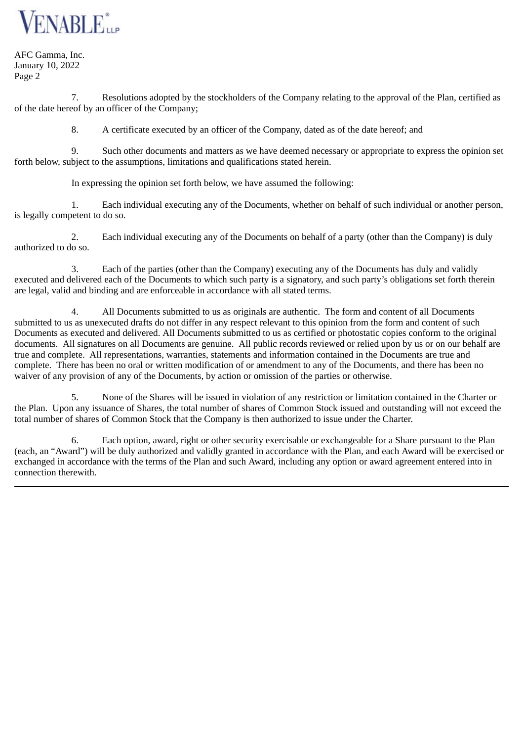7. Resolutions adopted by the stockholders of the Company relating to the approval of the Plan, certified as of the date hereof by an officer of the Company;

8. A certificate executed by an officer of the Company, dated as of the date hereof; and

9. Such other documents and matters as we have deemed necessary or appropriate to express the opinion set forth below, subject to the assumptions, limitations and qualifications stated herein.

In expressing the opinion set forth below, we have assumed the following:

1. Each individual executing any of the Documents, whether on behalf of such individual or another person, is legally competent to do so.

2. Each individual executing any of the Documents on behalf of a party (other than the Company) is duly authorized to do so.

3. Each of the parties (other than the Company) executing any of the Documents has duly and validly executed and delivered each of the Documents to which such party is a signatory, and such party's obligations set forth therein are legal, valid and binding and are enforceable in accordance with all stated terms.

4. All Documents submitted to us as originals are authentic. The form and content of all Documents submitted to us as unexecuted drafts do not differ in any respect relevant to this opinion from the form and content of such Documents as executed and delivered. All Documents submitted to us as certified or photostatic copies conform to the original documents. All signatures on all Documents are genuine. All public records reviewed or relied upon by us or on our behalf are true and complete. All representations, warranties, statements and information contained in the Documents are true and complete. There has been no oral or written modification of or amendment to any of the Documents, and there has been no waiver of any provision of any of the Documents, by action or omission of the parties or otherwise.

5. None of the Shares will be issued in violation of any restriction or limitation contained in the Charter or the Plan. Upon any issuance of Shares, the total number of shares of Common Stock issued and outstanding will not exceed the total number of shares of Common Stock that the Company is then authorized to issue under the Charter.

6. Each option, award, right or other security exercisable or exchangeable for a Share pursuant to the Plan (each, an "Award") will be duly authorized and validly granted in accordance with the Plan, and each Award will be exercised or exchanged in accordance with the terms of the Plan and such Award, including any option or award agreement entered into in connection therewith.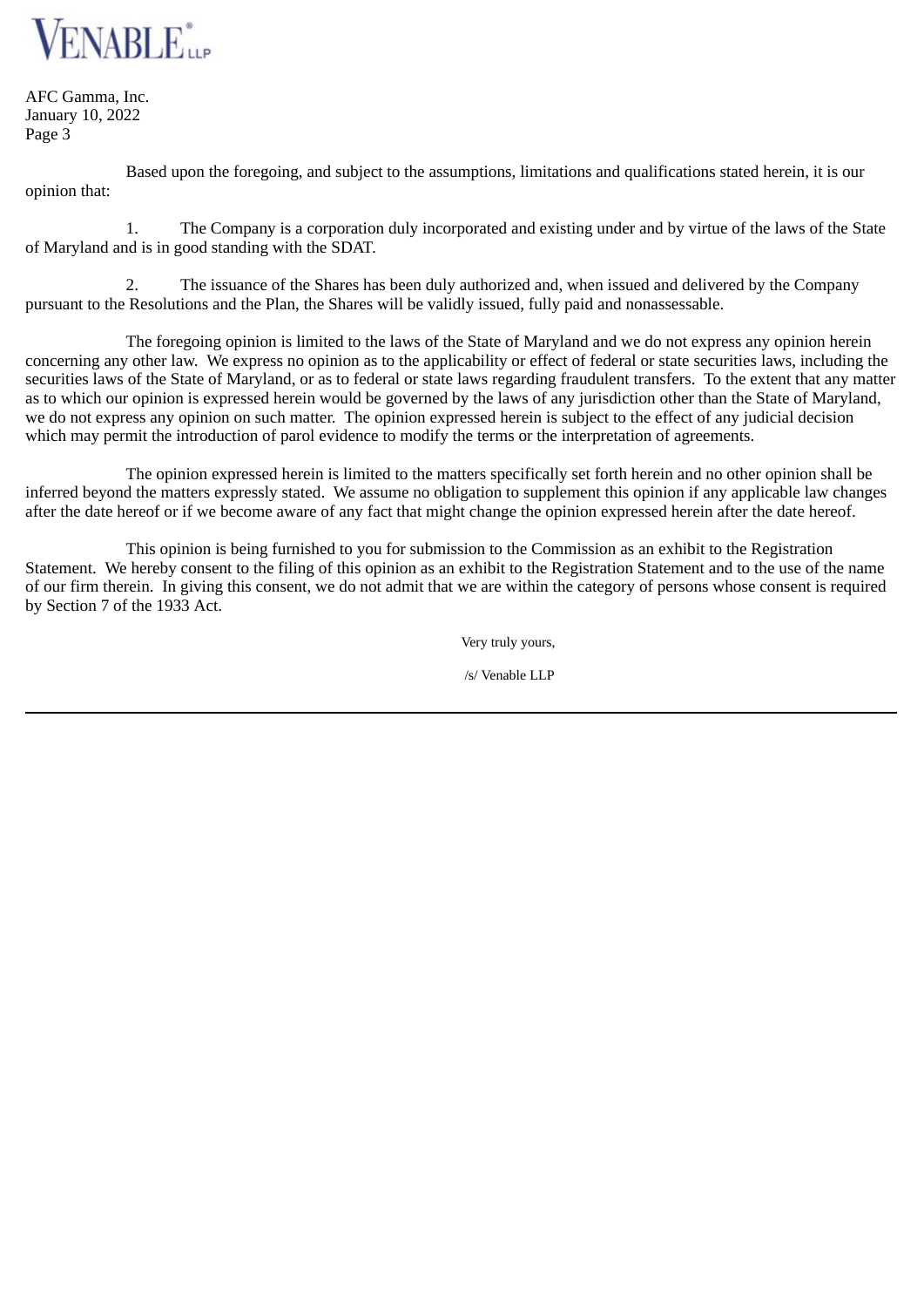AFC Gamma, Inc.
January 10, 2022
Page 3

Based upon the foregoing, and subject to the assumptions, limitations and qualifications stated herein, it is our opinion that:

1. The Company is a corporation duly incorporated and existing under and by virtue of the laws of the State of Maryland and is in good standing with the SDAT.

2. The issuance of the Shares has been duly authorized and, when issued and delivered by the Company pursuant to the Resolutions and the Plan, the Shares will be validly issued, fully paid and nonassessable.

The foregoing opinion is limited to the laws of the State of Maryland and we do not express any opinion herein concerning any other law. We express no opinion as to the applicability or effect of federal or state securities laws, including the securities laws of the State of Maryland, or as to federal or state laws regarding fraudulent transfers. To the extent that any matter as to which our opinion is expressed herein would be governed by the laws of any jurisdiction other than the State of Maryland, we do not express any opinion on such matter. The opinion expressed herein is subject to the effect of any judicial decision which may permit the introduction of parol evidence to modify the terms or the interpretation of agreements.

The opinion expressed herein is limited to the matters specifically set forth herein and no other opinion shall be inferred beyond the matters expressly stated. We assume no obligation to supplement this opinion if any applicable law changes after the date hereof or if we become aware of any fact that might change the opinion expressed herein after the date hereof.

This opinion is being furnished to you for submission to the Commission as an exhibit to the Registration Statement. We hereby consent to the filing of this opinion as an exhibit to the Registration Statement and to the use of the name of our firm therein. In giving this consent, we do not admit that we are within the category of persons whose consent is required by Section 7 of the 1933 Act.

Very truly yours,

/s/ Venable LLP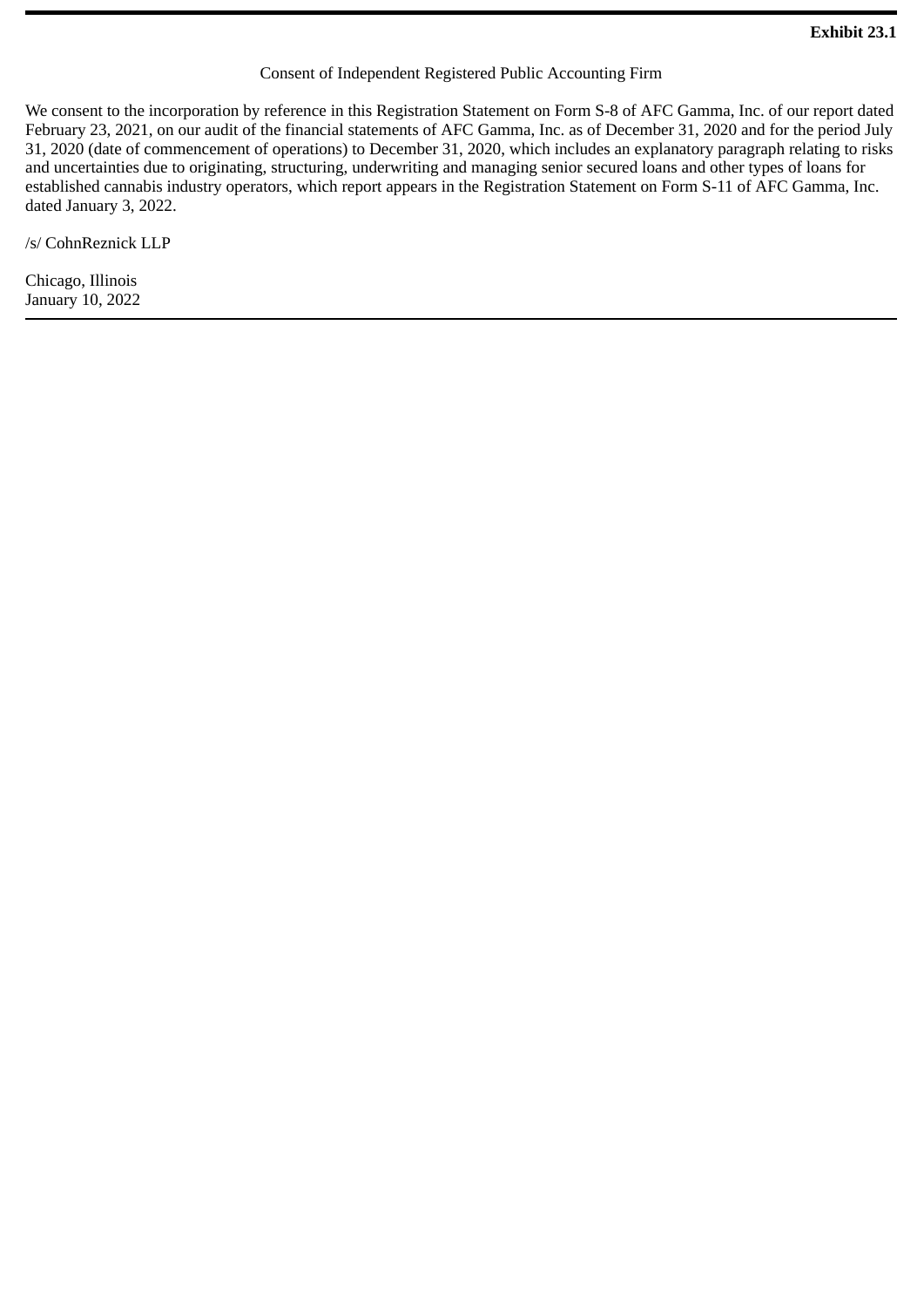**Exhibit 23.1**

Consent of Independent Registered Public Accounting Firm

We consent to the incorporation by reference in this Registration Statement on Form S-8 of AFC Gamma, Inc. of our report dated February 23, 2021, on our audit of the financial statements of AFC Gamma, Inc. as of December 31, 2020 and for the period July 31, 2020 (date of commencement of operations) to December 31, 2020, which includes an explanatory paragraph relating to risks and uncertainties due to originating, structuring, underwriting and managing senior secured loans and other types of loans for established cannabis industry operators, which report appears in the Registration Statement on Form S-11 of AFC Gamma, Inc. dated January 3, 2022.

/s/ CohnReznick LLP

Chicago, Illinois
January 10, 2022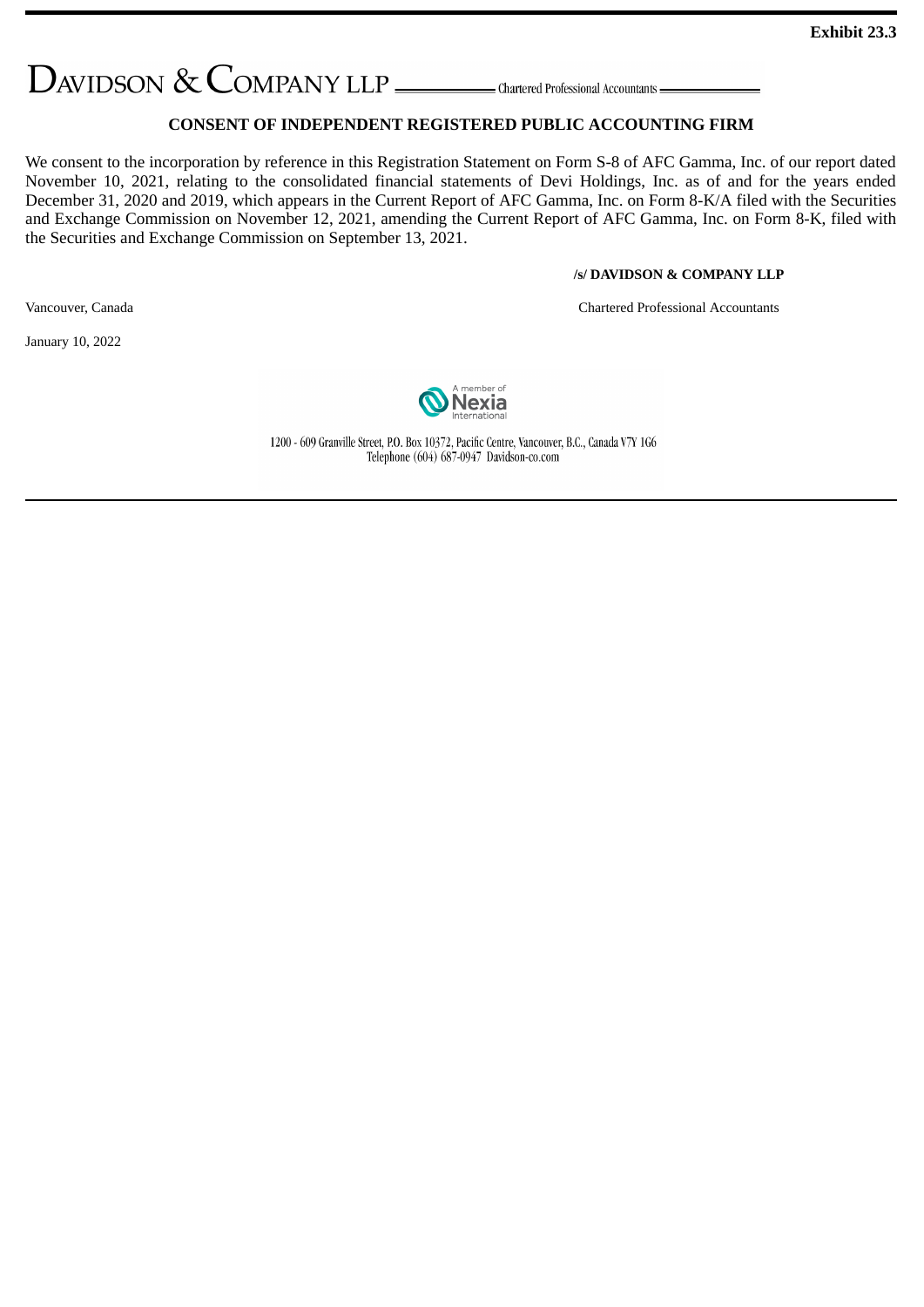**Exhibit 23.3**

DAVIDSON & COMPANY LLP —— Chartered Professional Accountants ——

**CONSENT OF INDEPENDENT REGISTERED PUBLIC ACCOUNTING FIRM**

We consent to the incorporation by reference in this Registration Statement on Form S-8 of AFC Gamma, Inc. of our report dated November 10, 2021, relating to the consolidated financial statements of Devi Holdings, Inc. as of and for the years ended December 31, 2020 and 2019, which appears in the Current Report of AFC Gamma, Inc. on Form 8-K/A filed with the Securities and Exchange Commission on November 12, 2021, amending the Current Report of AFC Gamma, Inc. on Form 8-K, filed with the Securities and Exchange Commission on September 13, 2021.

**/s/ DAVIDSON & COMPANY LLP**

Vancouver, Canada

Chartered Professional Accountants

January 10, 2022

A member of Nexia International

1200 - 609 Granville Street, P.O. Box 10372, Pacific Centre, Vancouver, B.C., Canada V7Y 1G6
Telephone (604) 687-0947 Davidson-co.com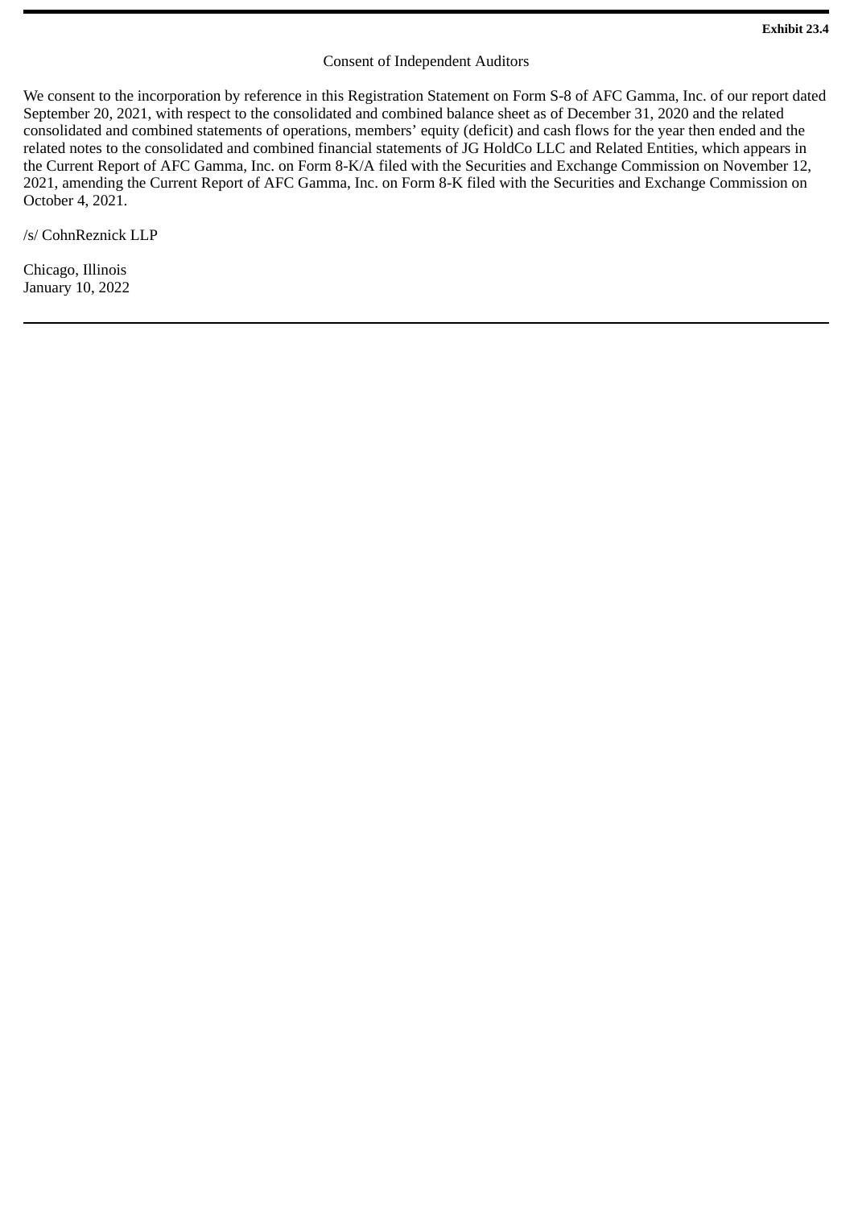**Exhibit 23.4**

Consent of Independent Auditors

We consent to the incorporation by reference in this Registration Statement on Form S-8 of AFC Gamma, Inc. of our report dated September 20, 2021, with respect to the consolidated and combined balance sheet as of December 31, 2020 and the related consolidated and combined statements of operations, members' equity (deficit) and cash flows for the year then ended and the related notes to the consolidated and combined financial statements of JG HoldCo LLC and Related Entities, which appears in the Current Report of AFC Gamma, Inc. on Form 8-K/A filed with the Securities and Exchange Commission on November 12, 2021, amending the Current Report of AFC Gamma, Inc. on Form 8-K filed with the Securities and Exchange Commission on October 4, 2021.

/s/ CohnReznick LLP

Chicago, Illinois
January 10, 2022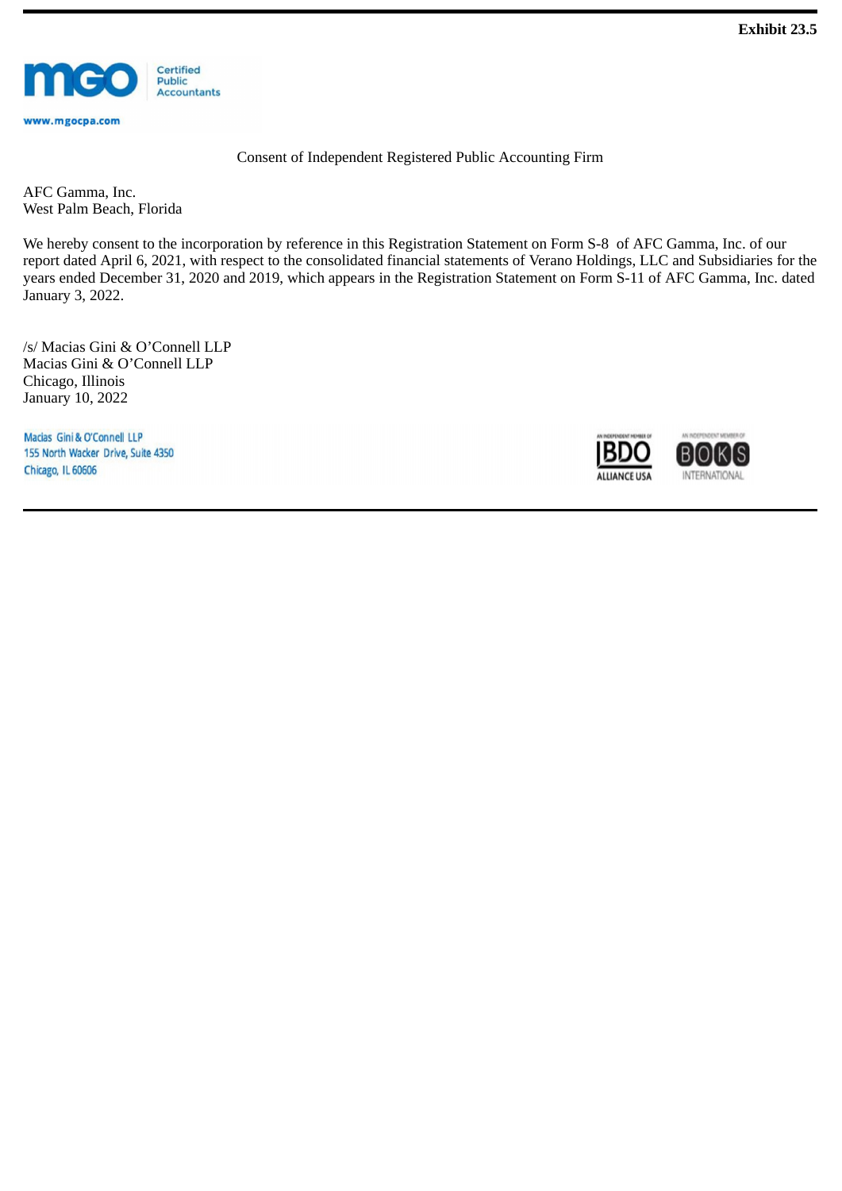**Exhibit 23.5**

MGO Certified Public Accountants

www.mgocpa.com

Consent of Independent Registered Public Accounting Firm

AFC Gamma, Inc.
West Palm Beach, Florida

We hereby consent to the incorporation by reference in this Registration Statement on Form S-8 of AFC Gamma, Inc. of our report dated April 6, 2021, with respect to the consolidated financial statements of Verano Holdings, LLC and Subsidiaries for the years ended December 31, 2020 and 2019, which appears in the Registration Statement on Form S-11 of AFC Gamma, Inc. dated January 3, 2022.

/s/ Macias Gini & O'Connell LLP
Macias Gini & O'Connell LLP
Chicago, Illinois
January 10, 2022

Macias Gini & O'Connell LLP
155 North Wacker Drive, Suite 4350
Chicago, IL 60606

An independent member of BDO Alliance USA

An independent member of BKR International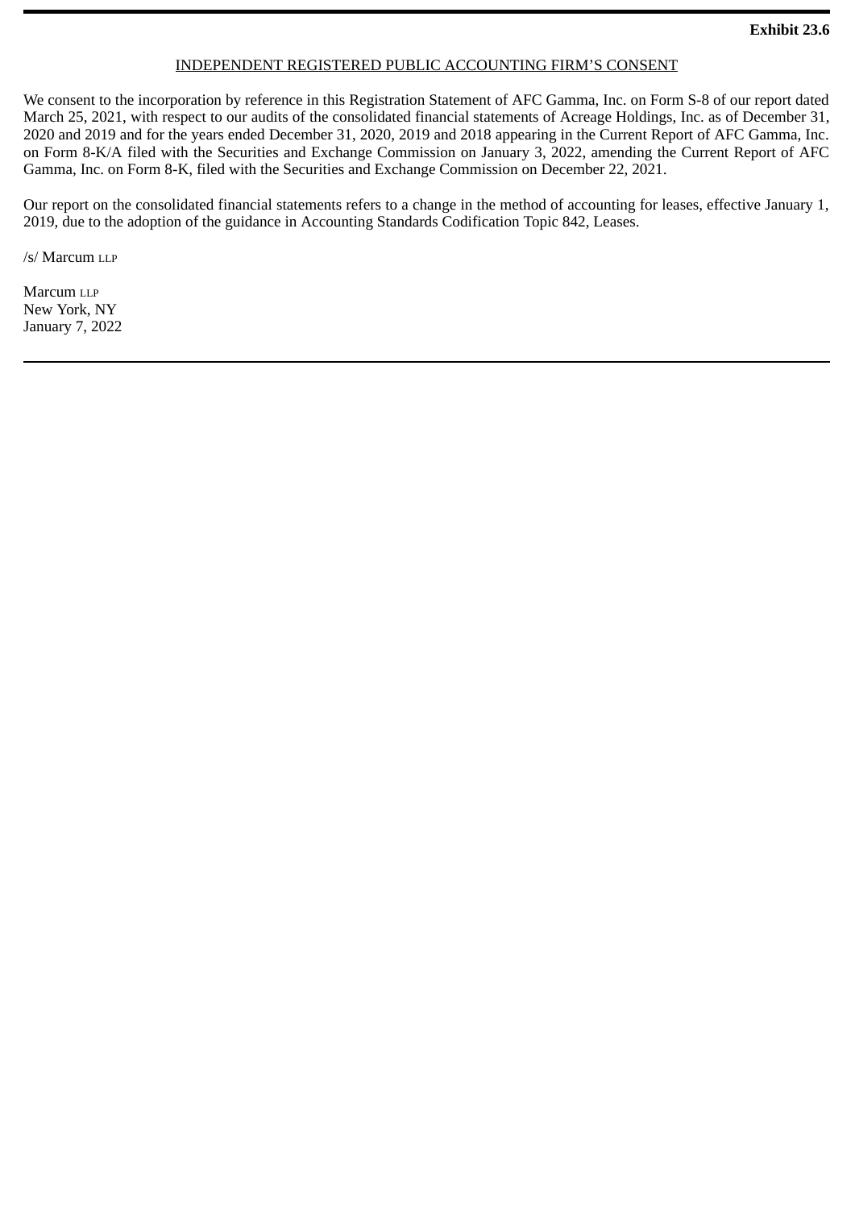**Exhibit 23.6**

INDEPENDENT REGISTERED PUBLIC ACCOUNTING FIRM'S CONSENT

We consent to the incorporation by reference in this Registration Statement of AFC Gamma, Inc. on Form S-8 of our report dated March 25, 2021, with respect to our audits of the consolidated financial statements of Acreage Holdings, Inc. as of December 31, 2020 and 2019 and for the years ended December 31, 2020, 2019 and 2018 appearing in the Current Report of AFC Gamma, Inc. on Form 8-K/A filed with the Securities and Exchange Commission on January 3, 2022, amending the Current Report of AFC Gamma, Inc. on Form 8-K, filed with the Securities and Exchange Commission on December 22, 2021.

Our report on the consolidated financial statements refers to a change in the method of accounting for leases, effective January 1, 2019, due to the adoption of the guidance in Accounting Standards Codification Topic 842, Leases.

/s/ Marcum LLP

Marcum LLP
New York, NY
January 7, 2022